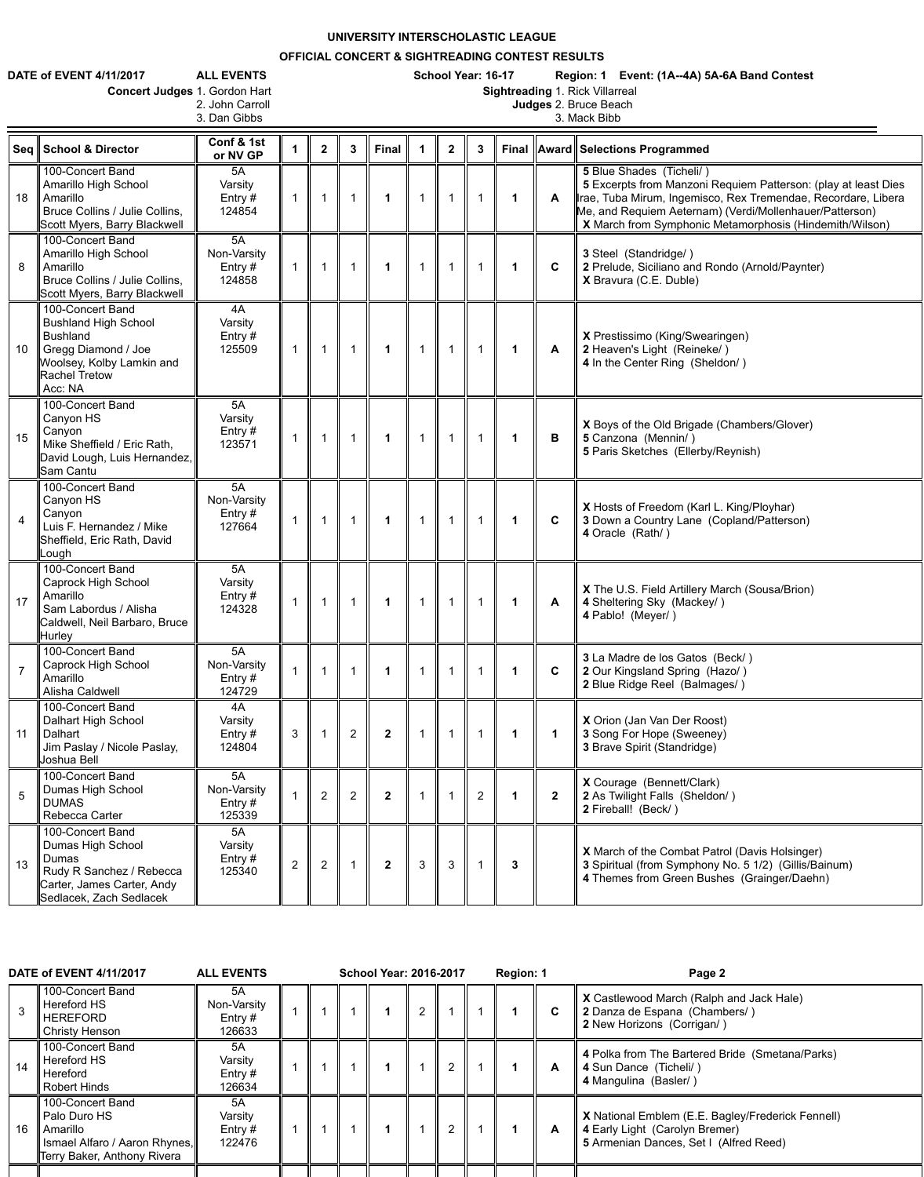# UNIVERSITY INTERSCHOLASTIC LEAGUE

## OFFICIAL CONCERT & SIGHTREADING CONTEST RESULTS

**DATE of EVENT 4/11/2017** **ALL EVENTS** **School Year: 16-17** **Region: 1 Event: (1A--4A) 5A-6A Band Contest**

**Concert Judges** 1. Gordon Hart 2. John Carroll 3. Dan Gibbs

**Sightreading Judges** 1. Rick Villarreal 2. Bruce Beach 3. Mack Bibb

| Seq | School & Director | Conf & 1st or NV GP | 1 | 2 | 3 | Final | 1 | 2 | 3 | Final | Award | Selections Programmed |
|---|---|---|---|---|---|---|---|---|---|---|---|---|
| 18 | 100-Concert Band Amarillo High School Amarillo Bruce Collins / Julie Collins, Scott Myers, Barry Blackwell | 5A Varsity Entry # 124854 | 1 | 1 | 1 | **1** | 1 | 1 | 1 | **1** | **A** | **5** Blue Shades (Ticheli/ ) **5** Excerpts from Manzoni Requiem Patterson: (play at least Dies Irae, Tuba Mirum, Ingemisco, Rex Tremendae, Recordare, Libera Me, and Requiem Aeternam) (Verdi/Mollenhauer/Patterson) **X** March from Symphonic Metamorphosis (Hindemith/Wilson) |
| 8 | 100-Concert Band Amarillo High School Amarillo Bruce Collins / Julie Collins, Scott Myers, Barry Blackwell | 5A Non-Varsity Entry # 124858 | 1 | 1 | 1 | **1** | 1 | 1 | 1 | **1** | **C** | **3** Steel (Standridge/ ) **2** Prelude, Siciliano and Rondo (Arnold/Paynter) **X** Bravura (C.E. Duble) |
| 10 | 100-Concert Band Bushland High School Bushland Gregg Diamond / Joe Woolsey, Kolby Lamkin and Rachel Tretow Acc: NA | 4A Varsity Entry # 125509 | 1 | 1 | 1 | **1** | 1 | 1 | 1 | **1** | **A** | **X** Prestissimo (King/Swearingen) **2** Heaven's Light (Reineke/ ) **4** In the Center Ring (Sheldon/ ) |
| 15 | 100-Concert Band Canyon HS Canyon Mike Sheffield / Eric Rath, David Lough, Luis Hernandez, Sam Cantu | 5A Varsity Entry # 123571 | 1 | 1 | 1 | **1** | 1 | 1 | 1 | **1** | **B** | **X** Boys of the Old Brigade (Chambers/Glover) **5** Canzona (Mennin/ ) **5** Paris Sketches (Ellerby/Reynish) |
| 4 | 100-Concert Band Canyon HS Canyon Luis F. Hernandez / Mike Sheffield, Eric Rath, David Lough | 5A Non-Varsity Entry # 127664 | 1 | 1 | 1 | **1** | 1 | 1 | 1 | **1** | **C** | **X** Hosts of Freedom (Karl L. King/Ployhar) **3** Down a Country Lane (Copland/Patterson) **4** Oracle (Rath/ ) |
| 17 | 100-Concert Band Caprock High School Amarillo Sam Labordus / Alisha Caldwell, Neil Barbaro, Bruce Hurley | 5A Varsity Entry # 124328 | 1 | 1 | 1 | **1** | 1 | 1 | 1 | **1** | **A** | **X** The U.S. Field Artillery March (Sousa/Brion) **4** Sheltering Sky (Mackey/ ) **4** Pablo! (Meyer/ ) |
| 7 | 100-Concert Band Caprock High School Amarillo Alisha Caldwell | 5A Non-Varsity Entry # 124729 | 1 | 1 | 1 | **1** | 1 | 1 | 1 | **1** | **C** | **3** La Madre de los Gatos (Beck/ ) **2** Our Kingsland Spring (Hazo/ ) **2** Blue Ridge Reel (Balmages/ ) |
| 11 | 100-Concert Band Dalhart High School Dalhart Jim Paslay / Nicole Paslay, Joshua Bell | 4A Varsity Entry # 124804 | 3 | 1 | 2 | **2** | 1 | 1 | 1 | **1** | **1** | **X** Orion (Jan Van Der Roost) **3** Song For Hope (Sweeney) **3** Brave Spirit (Standridge) |
| 5 | 100-Concert Band Dumas High School DUMAS Rebecca Carter | 5A Non-Varsity Entry # 125339 | 1 | 2 | 2 | **2** | 1 | 1 | 2 | **1** | **2** | **X** Courage (Bennett/Clark) **2** As Twilight Falls (Sheldon/ ) **2** Fireball! (Beck/ ) |
| 13 | 100-Concert Band Dumas High School Dumas Rudy R Sanchez / Rebecca Carter, James Carter, Andy Sedlacek, Zach Sedlacek | 5A Varsity Entry # 125340 | 2 | 2 | 1 | **2** | 3 | 3 | 1 | **3** | | **X** March of the Combat Patrol (Davis Holsinger) **3** Spiritual (from Symphony No. 5 1/2) (Gillis/Bainum) **4** Themes from Green Bushes (Grainger/Daehn) |

**DATE of EVENT 4/11/2017** **ALL EVENTS** **School Year: 2016-2017** **Region: 1** **Page 2**

| Seq | School & Director | Conf & 1st or NV GP | 1 | 2 | 3 | Final | 1 | 2 | 3 | Final | Award | Selections Programmed |
|---|---|---|---|---|---|---|---|---|---|---|---|---|
| 3 | 100-Concert Band Hereford HS HEREFORD Christy Henson | 5A Non-Varsity Entry # 126633 | 1 | 1 | 1 | **1** | 2 | 1 | 1 | **1** | **C** | **X** Castlewood March (Ralph and Jack Hale) **2** Danza de Espana (Chambers/ ) **2** New Horizons (Corrigan/ ) |
| 14 | 100-Concert Band Hereford HS Hereford Robert Hinds | 5A Varsity Entry # 126634 | 1 | 1 | 1 | **1** | 1 | 2 | 1 | **1** | **A** | **4** Polka from The Bartered Bride (Smetana/Parks) **4** Sun Dance (Ticheli/ ) **4** Mangulina (Basler/ ) |
| 16 | 100-Concert Band Palo Duro HS Amarillo Ismael Alfaro / Aaron Rhynes, Terry Baker, Anthony Rivera | 5A Varsity Entry # 122476 | 1 | 1 | 1 | **1** | 1 | 2 | 1 | **1** | **A** | **X** National Emblem (E.E. Bagley/Frederick Fennell) **4** Early Light (Carolyn Bremer) **5** Armenian Dances, Set I (Alfred Reed) |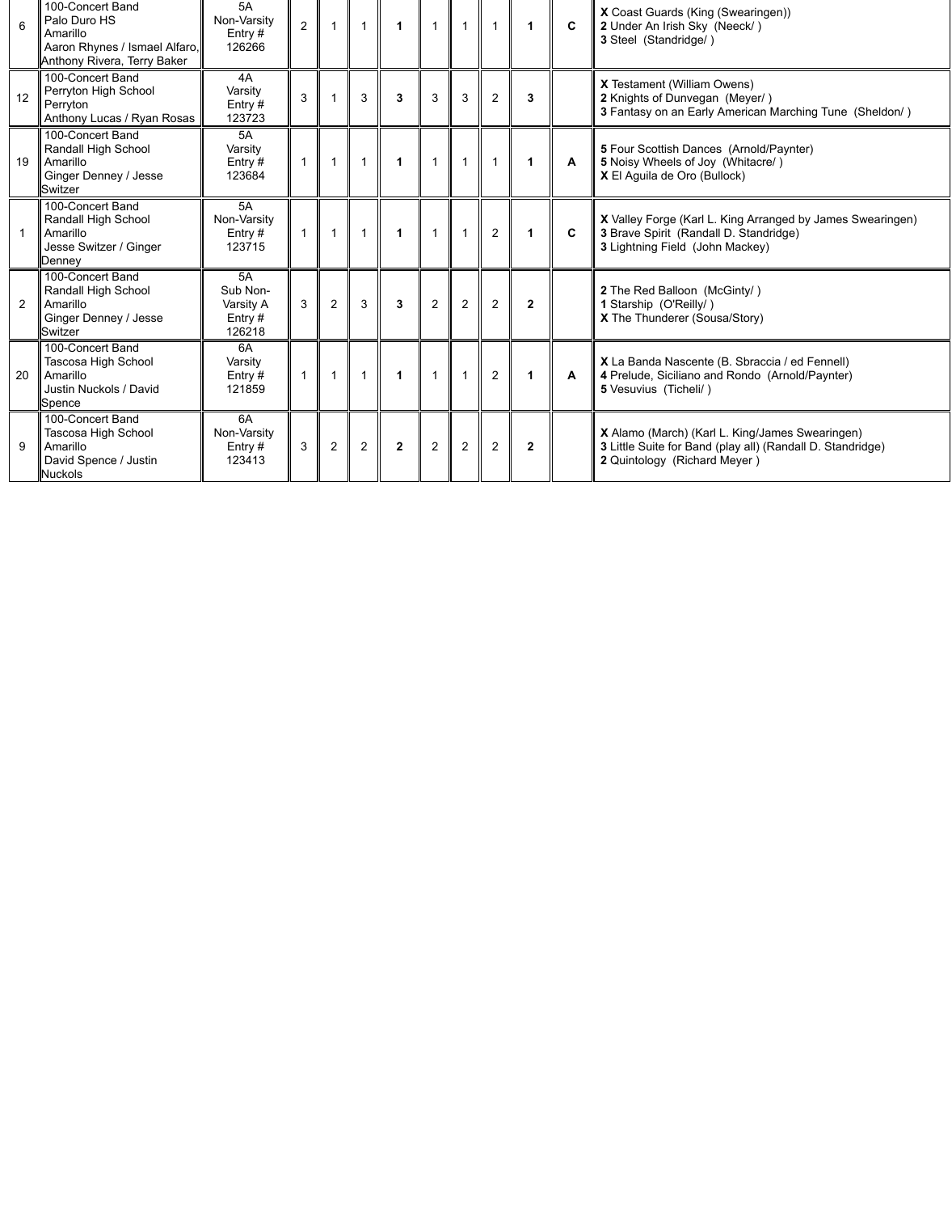| | | | | | | | | | | | | |
|---|---|---|---|---|---|---|---|---|---|---|---|---|
| 6 | 100-Concert Band<br>Palo Duro HS<br>Amarillo<br>Aaron Rhynes / Ismael Alfaro, Anthony Rivera, Terry Baker | 5A<br>Non-Varsity<br>Entry #<br>126266 | 2 | 1 | 1 | **1** | 1 | 1 | 1 | **1** | **C** | **X** Coast Guards (King (Swearingen))<br>**2** Under An Irish Sky (Neeck/ )<br>**3** Steel (Standridge/ ) |
| 12 | 100-Concert Band<br>Perryton High School<br>Perryton<br>Anthony Lucas / Ryan Rosas | 4A<br>Varsity<br>Entry #<br>123723 | 3 | 1 | 3 | **3** | 3 | 3 | 2 | **3** | | **X** Testament (William Owens)<br>**2** Knights of Dunvegan (Meyer/ )<br>**3** Fantasy on an Early American Marching Tune (Sheldon/ ) |
| 19 | 100-Concert Band<br>Randall High School<br>Amarillo<br>Ginger Denney / Jesse Switzer | 5A<br>Varsity<br>Entry #<br>123684 | 1 | 1 | 1 | **1** | 1 | 1 | 1 | **1** | **A** | **5** Four Scottish Dances (Arnold/Paynter)<br>**5** Noisy Wheels of Joy (Whitacre/ )<br>**X** El Aguila de Oro (Bullock) |
| 1 | 100-Concert Band<br>Randall High School<br>Amarillo<br>Jesse Switzer / Ginger Denney | 5A<br>Non-Varsity<br>Entry #<br>123715 | 1 | 1 | 1 | **1** | 1 | 1 | 2 | **1** | **C** | **X** Valley Forge (Karl L. King Arranged by James Swearingen)<br>**3** Brave Spirit (Randall D. Standridge)<br>**3** Lightning Field (John Mackey) |
| 2 | 100-Concert Band<br>Randall High School<br>Amarillo<br>Ginger Denney / Jesse Switzer | 5A<br>Sub Non-Varsity A<br>Entry #<br>126218 | 3 | 2 | 3 | **3** | 2 | 2 | 2 | **2** | | **2** The Red Balloon (McGinty/ )<br>**1** Starship (O'Reilly/ )<br>**X** The Thunderer (Sousa/Story) |
| 20 | 100-Concert Band<br>Tascosa High School<br>Amarillo<br>Justin Nuckols / David Spence | 6A<br>Varsity<br>Entry #<br>121859 | 1 | 1 | 1 | **1** | 1 | 1 | 2 | **1** | **A** | **X** La Banda Nascente (B. Sbraccia / ed Fennell)<br>**4** Prelude, Siciliano and Rondo (Arnold/Paynter)<br>**5** Vesuvius (Ticheli/ ) |
| 9 | 100-Concert Band<br>Tascosa High School<br>Amarillo<br>David Spence / Justin Nuckols | 6A<br>Non-Varsity<br>Entry #<br>123413 | 3 | 2 | 2 | **2** | 2 | 2 | 2 | **2** | | **X** Alamo (March) (Karl L. King/James Swearingen)<br>**3** Little Suite for Band (play all) (Randall D. Standridge)<br>**2** Quintology (Richard Meyer ) |